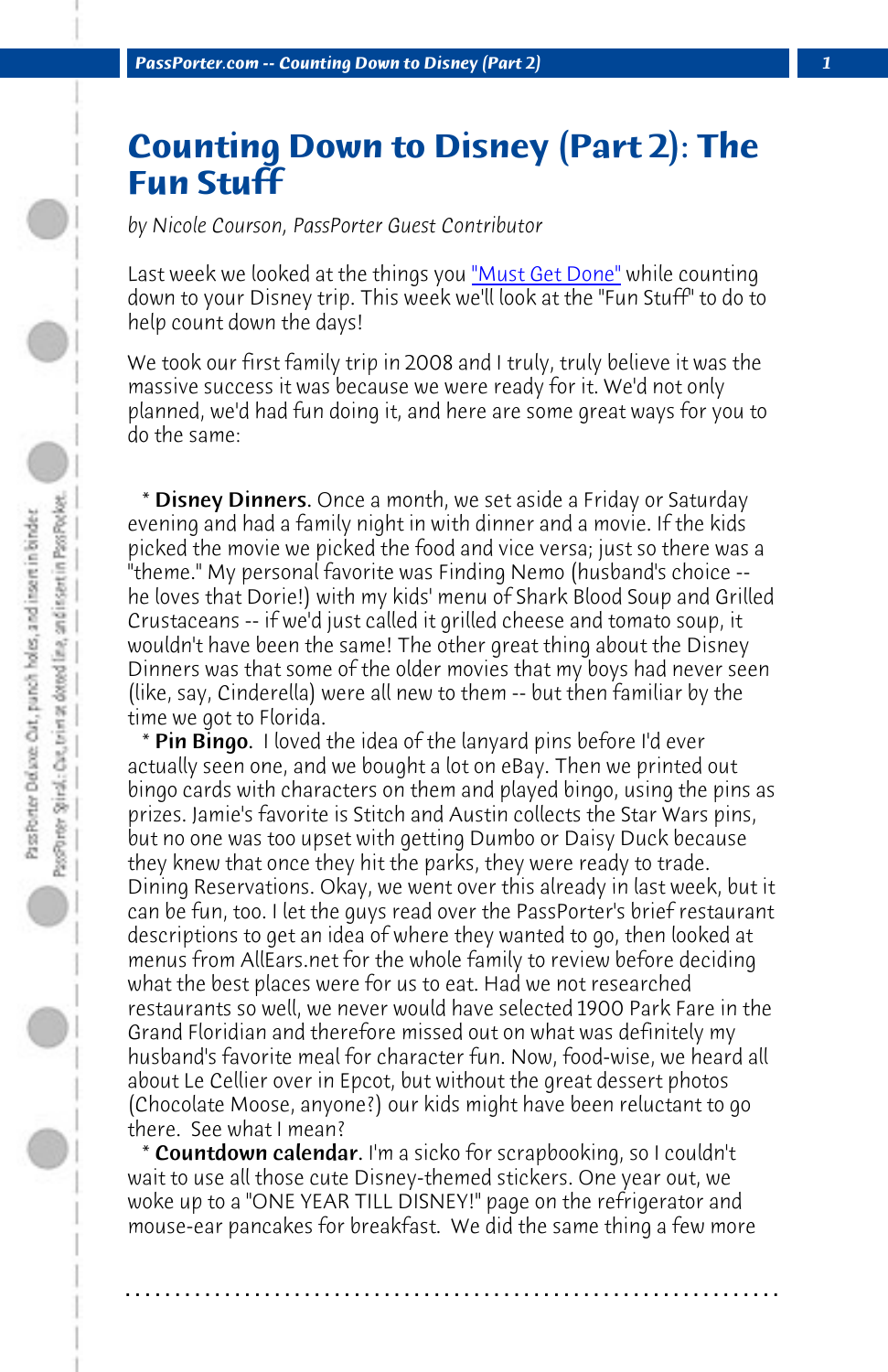# Counting Down to Disney (Part 2): The Fun Stuff

*by Nicole Courson, PassPorter Guest Contributor*

Last week we looked at the things you "Must Get Done" while counting down to your Disney trip. This week we'll look at the "Fun Stuff" to do to help count down the days!

We took our first family trip in 2008 and I truly, truly believe it was the massive success it was because we were ready for it. We'd not only planned, we'd had fun doing it, and here are some great ways for you to do the same:

* **Disney Dinners**. Once a month, we set aside a Friday or Saturday evening and had a family night in with dinner and a movie. If the kids picked the movie we picked the food and vice versa; just so there was a "theme." My personal favorite was Finding Nemo (husband's choice -- he loves that Dorie!) with my kids' menu of Shark Blood Soup and Grilled Crustaceans -- if we'd just called it grilled cheese and tomato soup, it wouldn't have been the same! The other great thing about the Disney Dinners was that some of the older movies that my boys had never seen (like, say, Cinderella) were all new to them -- but then familiar by the time we got to Florida.
* **Pin Bingo**. I loved the idea of the lanyard pins before I'd ever actually seen one, and we bought a lot on eBay. Then we printed out bingo cards with characters on them and played bingo, using the pins as prizes. Jamie's favorite is Stitch and Austin collects the Star Wars pins, but no one was too upset with getting Dumbo or Daisy Duck because they knew that once they hit the parks, they were ready to trade. Dining Reservations. Okay, we went over this already in last week, but it can be fun, too. I let the guys read over the PassPorter's brief restaurant descriptions to get an idea of where they wanted to go, then looked at menus from AllEars.net for the whole family to review before deciding what the best places were for us to eat. Had we not researched restaurants so well, we never would have selected 1900 Park Fare in the Grand Floridian and therefore missed out on what was definitely my husband's favorite meal for character fun. Now, food-wise, we heard all about Le Cellier over in Epcot, but without the great dessert photos (Chocolate Moose, anyone?) our kids might have been reluctant to go there. See what I mean?
* **Countdown calendar**. I'm a sicko for scrapbooking, so I couldn't wait to use all those cute Disney-themed stickers. One year out, we woke up to a "ONE YEAR TILL DISNEY!" page on the refrigerator and mouse-ear pancakes for breakfast. We did the same thing a few more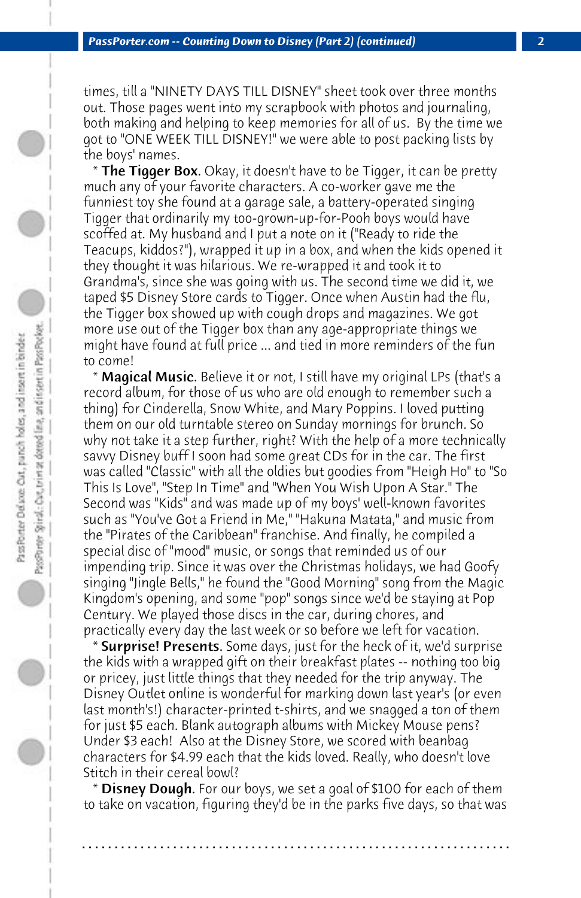times, till a "NINETY DAYS TILL DISNEY" sheet took over three months out. Those pages went into my scrapbook with photos and journaling, both making and helping to keep memories for all of us. By the time we got to "ONE WEEK TILL DISNEY!" we were able to post packing lists by the boys' names.

* **The Tigger Box**. Okay, it doesn't have to be Tigger, it can be pretty much any of your favorite characters. A co-worker gave me the funniest toy she found at a garage sale, a battery-operated singing Tigger that ordinarily my too-grown-up-for-Pooh boys would have scoffed at. My husband and I put a note on it ("Ready to ride the Teacups, kiddos?"), wrapped it up in a box, and when the kids opened it they thought it was hilarious. We re-wrapped it and took it to Grandma's, since she was going with us. The second time we did it, we taped $5 Disney Store cards to Tigger. Once when Austin had the flu, the Tigger box showed up with cough drops and magazines. We got more use out of the Tigger box than any age-appropriate things we might have found at full price ... and tied in more reminders of the fun to come!

* **Magical Music**. Believe it or not, I still have my original LPs (that's a record album, for those of us who are old enough to remember such a thing) for Cinderella, Snow White, and Mary Poppins. I loved putting them on our old turntable stereo on Sunday mornings for brunch. So why not take it a step further, right? With the help of a more technically savvy Disney buff I soon had some great CDs for in the car. The first was called "Classic" with all the oldies but goodies from "Heigh Ho" to "So This Is Love", "Step In Time" and "When You Wish Upon A Star." The Second was "Kids" and was made up of my boys' well-known favorites such as "You've Got a Friend in Me," "Hakuna Matata," and music from the "Pirates of the Caribbean" franchise. And finally, he compiled a special disc of "mood" music, or songs that reminded us of our impending trip. Since it was over the Christmas holidays, we had Goofy singing "Jingle Bells," he found the "Good Morning" song from the Magic Kingdom's opening, and some "pop" songs since we'd be staying at Pop Century. We played those discs in the car, during chores, and practically every day the last week or so before we left for vacation.

* **Surprise! Presents**. Some days, just for the heck of it, we'd surprise the kids with a wrapped gift on their breakfast plates -- nothing too big or pricey, just little things that they needed for the trip anyway. The Disney Outlet online is wonderful for marking down last year's (or even last month's!) character-printed t-shirts, and we snagged a ton of them for just $5 each. Blank autograph albums with Mickey Mouse pens? Under $3 each! Also at the Disney Store, we scored with beanbag characters for $4.99 each that the kids loved. Really, who doesn't love Stitch in their cereal bowl?

* **Disney Dough**. For our boys, we set a goal of $100 for each of them to take on vacation, figuring they'd be in the parks five days, so that was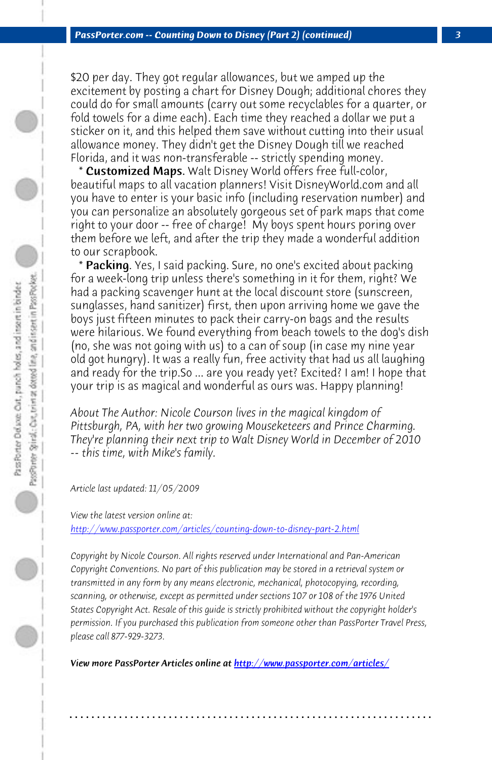$20 per day. They got regular allowances, but we amped up the excitement by posting a chart for Disney Dough; additional chores they could do for small amounts (carry out some recyclables for a quarter, or fold towels for a dime each). Each time they reached a dollar we put a sticker on it, and this helped them save without cutting into their usual allowance money. They didn't get the Disney Dough till we reached Florida, and it was non-transferable -- strictly spending money.

* **Customized Maps**. Walt Disney World offers free full-color, beautiful maps to all vacation planners! Visit DisneyWorld.com and all you have to enter is your basic info (including reservation number) and you can personalize an absolutely gorgeous set of park maps that come right to your door -- free of charge! My boys spent hours poring over them before we left, and after the trip they made a wonderful addition to our scrapbook.

* **Packing**. Yes, I said packing. Sure, no one's excited about packing for a week-long trip unless there's something in it for them, right? We had a packing scavenger hunt at the local discount store (sunscreen, sunglasses, hand sanitizer) first, then upon arriving home we gave the boys just fifteen minutes to pack their carry-on bags and the results were hilarious. We found everything from beach towels to the dog's dish (no, she was not going with us) to a can of soup (in case my nine year old got hungry). It was a really fun, free activity that had us all laughing and ready for the trip.So ... are you ready yet? Excited? I am! I hope that your trip is as magical and wonderful as ours was. Happy planning!

*About The Author: Nicole Courson lives in the magical kingdom of Pittsburgh, PA, with her two growing Mouseketeers and Prince Charming. They're planning their next trip to Walt Disney World in December of 2010 -- this time, with Mike's family.*

*Article last updated: 11/05/2009*

*View the latest version online at:*
*http://www.passporter.com/articles/counting-down-to-disney-part-2.html*

*Copyright by Nicole Courson. All rights reserved under International and Pan-American Copyright Conventions. No part of this publication may be stored in a retrieval system or transmitted in any form by any means electronic, mechanical, photocopying, recording, scanning, or otherwise, except as permitted under sections 107 or 108 of the 1976 United States Copyright Act. Resale of this guide is strictly prohibited without the copyright holder's permission. If you purchased this publication from someone other than PassPorter Travel Press, please call 877-929-3273.*

***View more PassPorter Articles online at http://www.passporter.com/articles/***